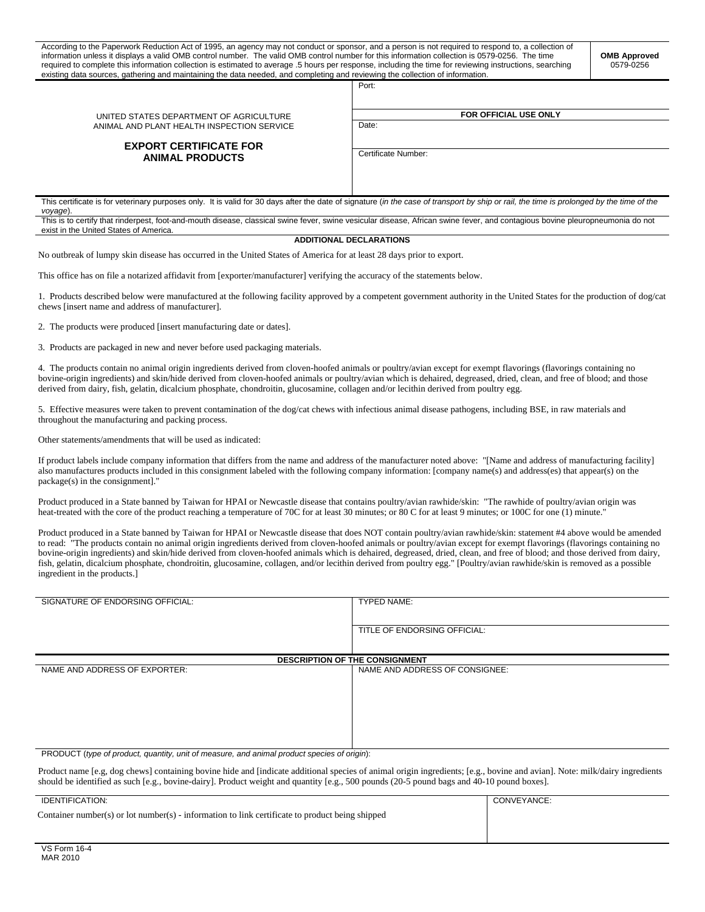| According to the Paperwork Reduction Act of 1995, an agency may not conduct or sponsor, and a person is not required to respond to, a collection of information unless it displays a valid OMB control number. The valid OMB control number for this information collection is 0579-0256. The time required to complete this information collection is estimated to average .5 hours per response, including the time for reviewing instructions, searching existing data sources, gathering and maintaining the data needed, and completing and reviewing the collection of information. | **OMB Approved** 0579-0256 |
|---|---|

| UNITED STATES DEPARTMENT OF AGRICULTURE<br>ANIMAL AND PLANT HEALTH INSPECTION SERVICE<br><br>**EXPORT CERTIFICATE FOR ANIMAL PRODUCTS** | Port: |
|---|---|
| | **FOR OFFICIAL USE ONLY** |
| | Date: |
| | Certificate Number: |

This certificate is for veterinary purposes only. It is valid for 30 days after the date of signature (*in the case of transport by ship or rail, the time is prolonged by the time of the voyage*).

This is to certify that rinderpest, foot-and-mouth disease, classical swine fever, swine vesicular disease, African swine fever, and contagious bovine pleuropneumonia do not exist in the United States of America.

**ADDITIONAL DECLARATIONS**

No outbreak of lumpy skin disease has occurred in the United States of America for at least 28 days prior to export.

This office has on file a notarized affidavit from [exporter/manufacturer] verifying the accuracy of the statements below.

1. Products described below were manufactured at the following facility approved by a competent government authority in the United States for the production of dog/cat chews [insert name and address of manufacturer].

2. The products were produced [insert manufacturing date or dates].

3. Products are packaged in new and never before used packaging materials.

4. The products contain no animal origin ingredients derived from cloven-hoofed animals or poultry/avian except for exempt flavorings (flavorings containing no bovine-origin ingredients) and skin/hide derived from cloven-hoofed animals or poultry/avian which is dehaired, degreased, dried, clean, and free of blood; and those derived from dairy, fish, gelatin, dicalcium phosphate, chondroitin, glucosamine, collagen and/or lecithin derived from poultry egg.

5. Effective measures were taken to prevent contamination of the dog/cat chews with infectious animal disease pathogens, including BSE, in raw materials and throughout the manufacturing and packing process.

Other statements/amendments that will be used as indicated:

If product labels include company information that differs from the name and address of the manufacturer noted above: "[Name and address of manufacturing facility] also manufactures products included in this consignment labeled with the following company information: [company name(s) and address(es) that appear(s) on the package(s) in the consignment]."

Product produced in a State banned by Taiwan for HPAI or Newcastle disease that contains poultry/avian rawhide/skin: "The rawhide of poultry/avian origin was heat-treated with the core of the product reaching a temperature of 70C for at least 30 minutes; or 80 C for at least 9 minutes; or 100C for one (1) minute."

Product produced in a State banned by Taiwan for HPAI or Newcastle disease that does NOT contain poultry/avian rawhide/skin: statement #4 above would be amended to read: "The products contain no animal origin ingredients derived from cloven-hoofed animals or poultry/avian except for exempt flavorings (flavorings containing no bovine-origin ingredients) and skin/hide derived from cloven-hoofed animals which is dehaired, degreased, dried, clean, and free of blood; and those derived from dairy, fish, gelatin, dicalcium phosphate, chondroitin, glucosamine, collagen, and/or lecithin derived from poultry egg." [Poultry/avian rawhide/skin is removed as a possible ingredient in the products.]

| SIGNATURE OF ENDORSING OFFICIAL: | TYPED NAME: |
|---|---|
| | TITLE OF ENDORSING OFFICIAL: |

**DESCRIPTION OF THE CONSIGNMENT**

| NAME AND ADDRESS OF EXPORTER: | NAME AND ADDRESS OF CONSIGNEE: |
|---|---|
| | |

PRODUCT (*type of product, quantity, unit of measure, and animal product species of origin*):

Product name [e.g, dog chews] containing bovine hide and [indicate additional species of animal origin ingredients; [e.g., bovine and avian]. Note: milk/dairy ingredients should be identified as such [e.g., bovine-dairy]. Product weight and quantity [e.g., 500 pounds (20-5 pound bags and 40-10 pound boxes].

| IDENTIFICATION: | CONVEYANCE: |
|---|---|
| Container number(s) or lot number(s) - information to link certificate to product being shipped | |

VS Form 16-4
MAR 2010